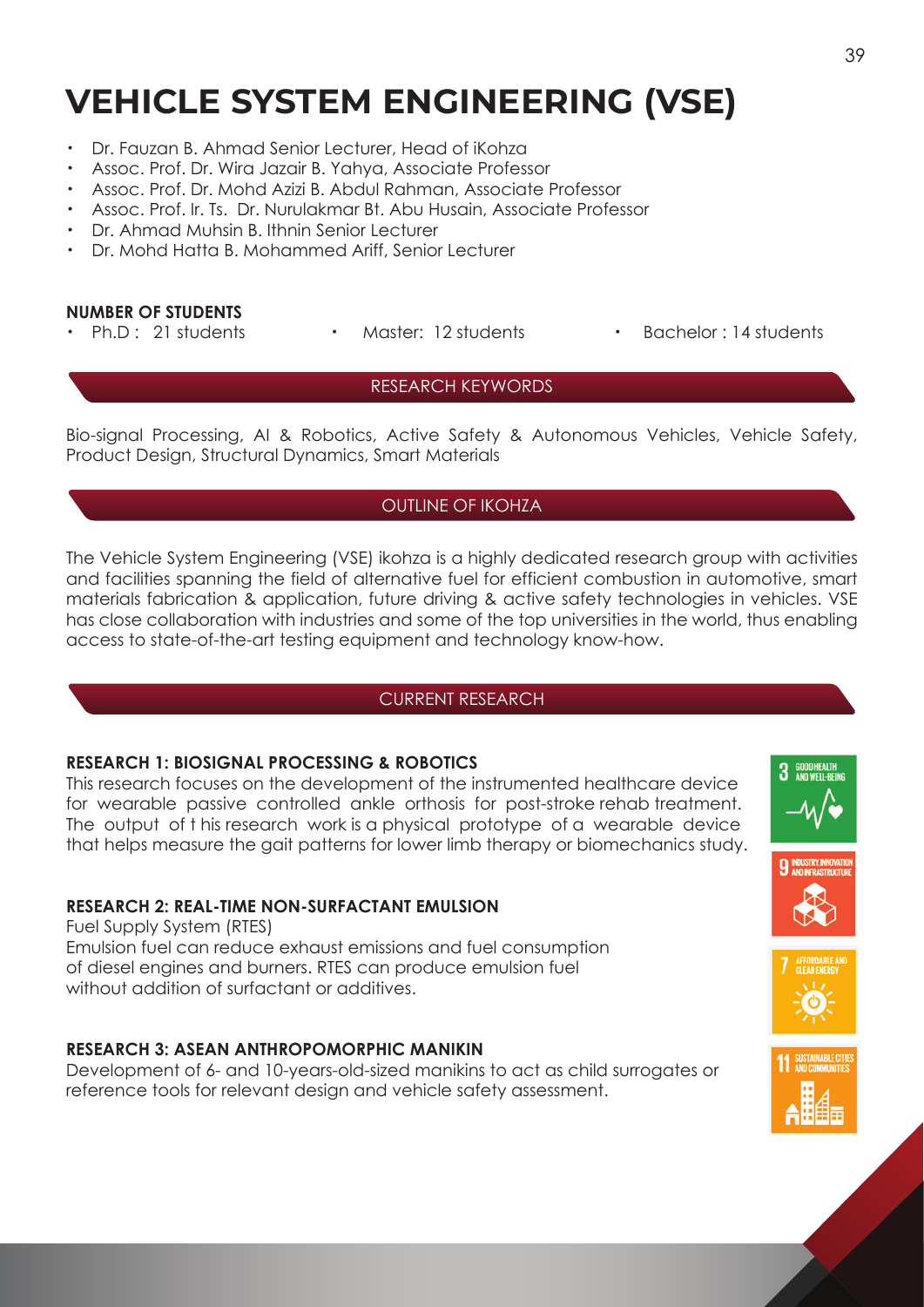# VEHICLE SYSTEM ENGINEERING (VSE)

- Dr. Fauzan B. Ahmad Senior Lecturer, Head of iKohza
- Assoc. Prof. Dr. Wira Jazair B. Yahya, Associate Professor
- Assoc. Prof. Dr. Mohd Azizi B. Abdul Rahman, Associate Professor
- Assoc. Prof. Ir. Ts. Dr. Nurulakmar Bt. Abu Husain, Associate Professor
- Dr. Ahmad Muhsin B. Ithnin Senior Lecturer
- Dr. Mohd Hatta B. Mohammed Ariff, Senior Lecturer

**NUMBER OF STUDENTS**

- Ph.D : 21 students
- Master: 12 students
- Bachelor : 14 students

## RESEARCH KEYWORDS

Bio-signal Processing, AI & Robotics, Active Safety & Autonomous Vehicles, Vehicle Safety, Product Design, Structural Dynamics, Smart Materials

## OUTLINE OF IKOHZA

The Vehicle System Engineering (VSE) ikohza is a highly dedicated research group with activities and facilities spanning the field of alternative fuel for efficient combustion in automotive, smart materials fabrication & application, future driving & active safety technologies in vehicles. VSE has close collaboration with industries and some of the top universities in the world, thus enabling access to state-of-the-art testing equipment and technology know-how.

## CURRENT RESEARCH

**RESEARCH 1: BIOSIGNAL PROCESSING & ROBOTICS**

This research focuses on the development of the instrumented healthcare device for wearable passive controlled ankle orthosis for post-stroke rehab treatment. The output of t his research work is a physical prototype of a wearable device that helps measure the gait patterns for lower limb therapy or biomechanics study.

**RESEARCH 2: REAL-TIME NON-SURFACTANT EMULSION**

Fuel Supply System (RTES)

Emulsion fuel can reduce exhaust emissions and fuel consumption of diesel engines and burners. RTES can produce emulsion fuel without addition of surfactant or additives.

**RESEARCH 3: ASEAN ANTHROPOMORPHIC MANIKIN**

Development of 6- and 10-years-old-sized manikins to act as child surrogates or reference tools for relevant design and vehicle safety assessment.

3 GOOD HEALTH AND WELL-BEING

9 INDUSTRY, INNOVATION AND INFRASTRUCTURE

7 AFFORDABLE AND CLEAN ENERGY

11 SUSTAINABLE CITIES AND COMMUNITIES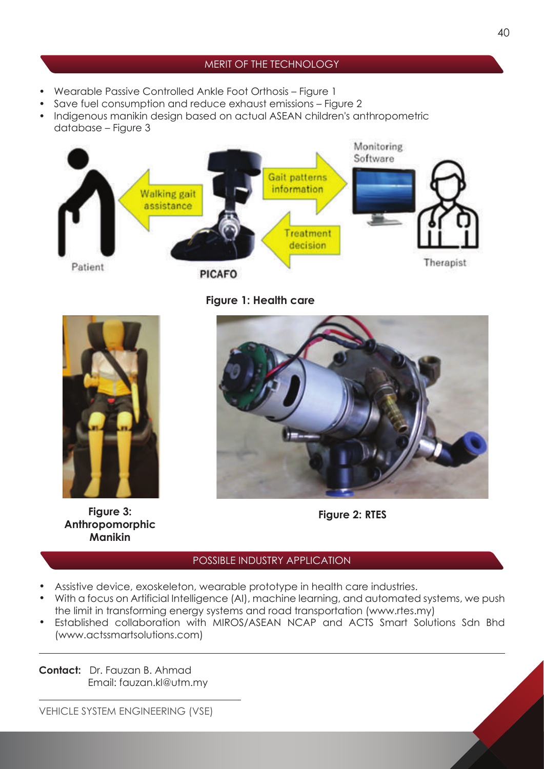## MERIT OF THE TECHNOLOGY

- Wearable Passive Controlled Ankle Foot Orthosis – Figure 1
- Save fuel consumption and reduce exhaust emissions – Figure 2
- Indigenous manikin design based on actual ASEAN children's anthropometric database – Figure 3

Monitoring Software

Walking gait assistance

Gait patterns information

Treatment decision

Patient

PICAFO

Therapist

**Figure 1: Health care**

**Figure 3: Anthropomorphic Manikin**

**Figure 2: RTES**

## POSSIBLE INDUSTRY APPLICATION

- Assistive device, exoskeleton, wearable prototype in health care industries.
- With a focus on Artificial Intelligence (AI), machine learning, and automated systems, we push the limit in transforming energy systems and road transportation (www.rtes.my)
- Established collaboration with MIROS/ASEAN NCAP and ACTS Smart Solutions Sdn Bhd (www.actssmartsolutions.com)

---

**Contact:** Dr. Fauzan B. Ahmad
Email: fauzan.kl@utm.my

---

VEHICLE SYSTEM ENGINEERING (VSE)